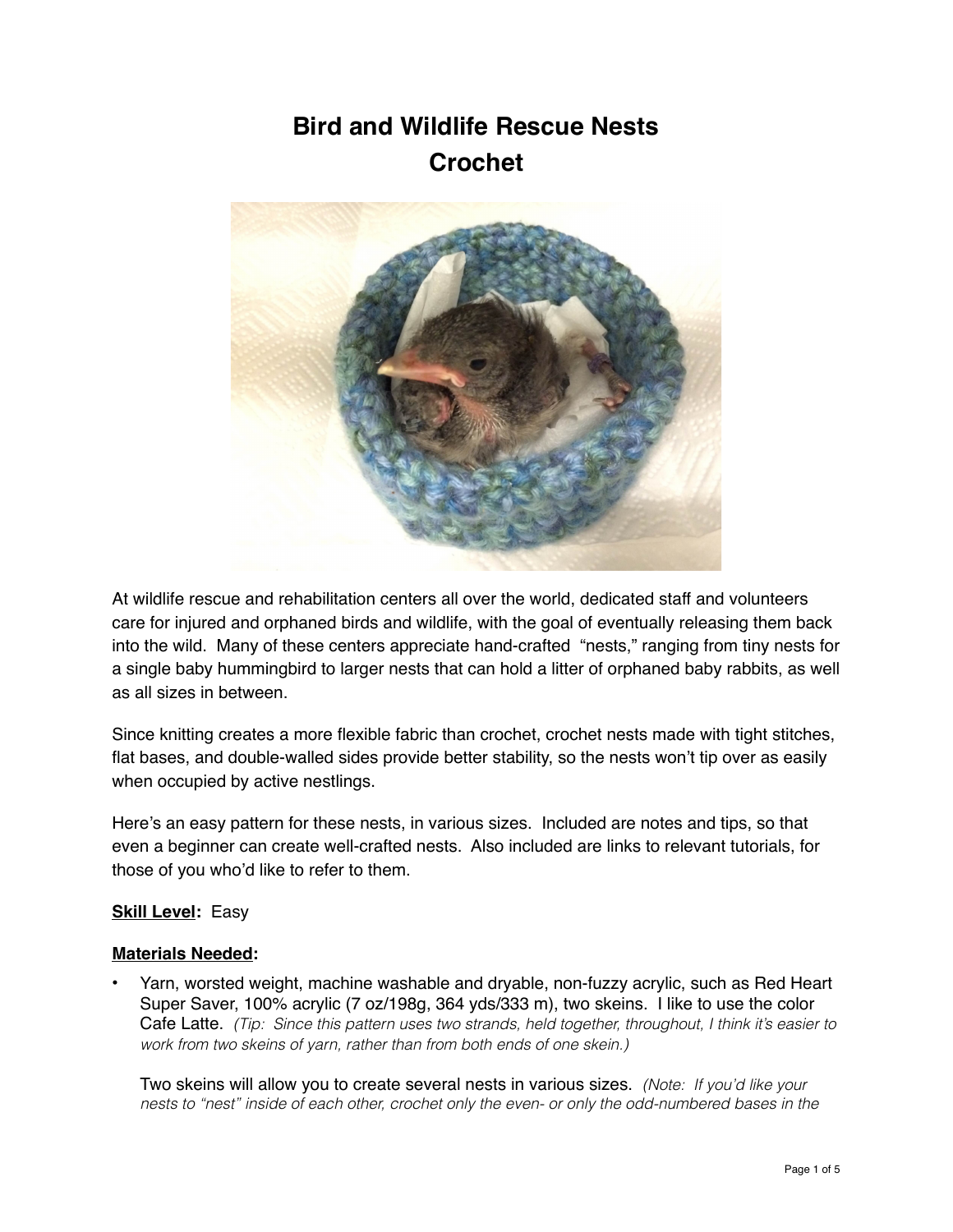# Bird and Wildlife Rescue Nests
# Crochet

At wildlife rescue and rehabilitation centers all over the world, dedicated staff and volunteers care for injured and orphaned birds and wildlife, with the goal of eventually releasing them back into the wild. Many of these centers appreciate hand-crafted "nests," ranging from tiny nests for a single baby hummingbird to larger nests that can hold a litter of orphaned baby rabbits, as well as all sizes in between.

Since knitting creates a more flexible fabric than crochet, crochet nests made with tight stitches, flat bases, and double-walled sides provide better stability, so the nests won't tip over as easily when occupied by active nestlings.

Here's an easy pattern for these nests, in various sizes. Included are notes and tips, so that even a beginner can create well-crafted nests. Also included are links to relevant tutorials, for those of you who'd like to refer to them.

**Skill Level:** Easy

**Materials Needed:**

- Yarn, worsted weight, machine washable and dryable, non-fuzzy acrylic, such as Red Heart Super Saver, 100% acrylic (7 oz/198g, 364 yds/333 m), two skeins. I like to use the color Cafe Latte. *(Tip: Since this pattern uses two strands, held together, throughout, I think it's easier to work from two skeins of yarn, rather than from both ends of one skein.)*

  Two skeins will allow you to create several nests in various sizes. *(Note: If you'd like your nests to "nest" inside of each other, crochet only the even- or only the odd-numbered bases in the*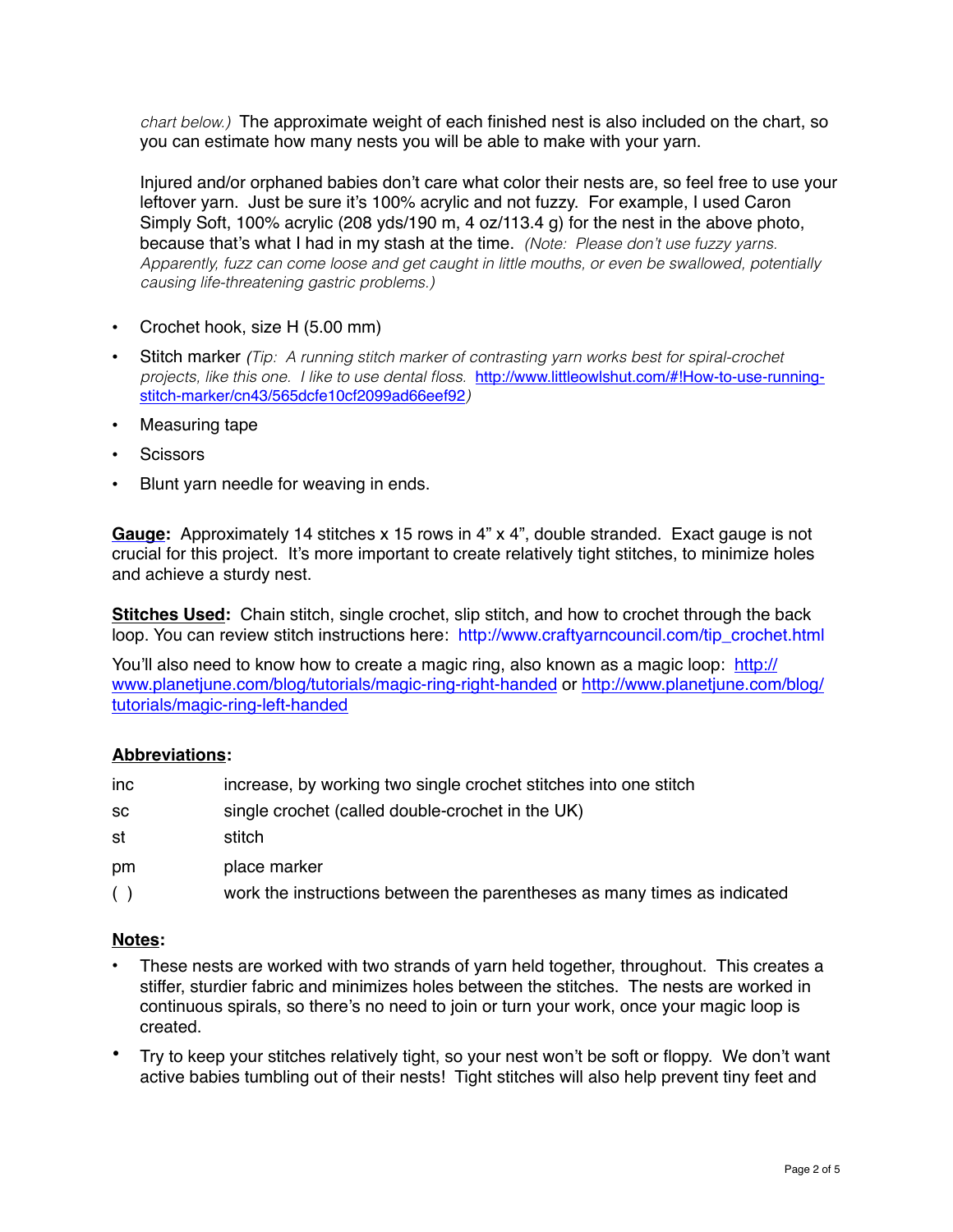*chart below.)* The approximate weight of each finished nest is also included on the chart, so you can estimate how many nests you will be able to make with your yarn.

Injured and/or orphaned babies don't care what color their nests are, so feel free to use your leftover yarn. Just be sure it's 100% acrylic and not fuzzy. For example, I used Caron Simply Soft, 100% acrylic (208 yds/190 m, 4 oz/113.4 g) for the nest in the above photo, because that's what I had in my stash at the time. *(Note: Please don't use fuzzy yarns. Apparently, fuzz can come loose and get caught in little mouths, or even be swallowed, potentially causing life-threatening gastric problems.)*

- Crochet hook, size H (5.00 mm)
- Stitch marker *(Tip: A running stitch marker of contrasting yarn works best for spiral-crochet projects, like this one. I like to use dental floss.* http://www.littleowlshut.com/#!How-to-use-running-stitch-marker/cn43/565dcfe10cf2099ad66eef92*)*
- Measuring tape
- Scissors
- Blunt yarn needle for weaving in ends.

**Gauge:** Approximately 14 stitches x 15 rows in 4" x 4", double stranded. Exact gauge is not crucial for this project. It's more important to create relatively tight stitches, to minimize holes and achieve a sturdy nest.

**Stitches Used:** Chain stitch, single crochet, slip stitch, and how to crochet through the back loop. You can review stitch instructions here: http://www.craftyarncouncil.com/tip_crochet.html

You'll also need to know how to create a magic ring, also known as a magic loop: http://www.planetjune.com/blog/tutorials/magic-ring-right-handed or http://www.planetjune.com/blog/tutorials/magic-ring-left-handed

**Abbreviations:**

| | |
|---|---|
| inc | increase, by working two single crochet stitches into one stitch |
| sc | single crochet (called double-crochet in the UK) |
| st | stitch |
| pm | place marker |
| ( ) | work the instructions between the parentheses as many times as indicated |

**Notes:**

- These nests are worked with two strands of yarn held together, throughout. This creates a stiffer, sturdier fabric and minimizes holes between the stitches. The nests are worked in continuous spirals, so there's no need to join or turn your work, once your magic loop is created.
- Try to keep your stitches relatively tight, so your nest won't be soft or floppy. We don't want active babies tumbling out of their nests! Tight stitches will also help prevent tiny feet and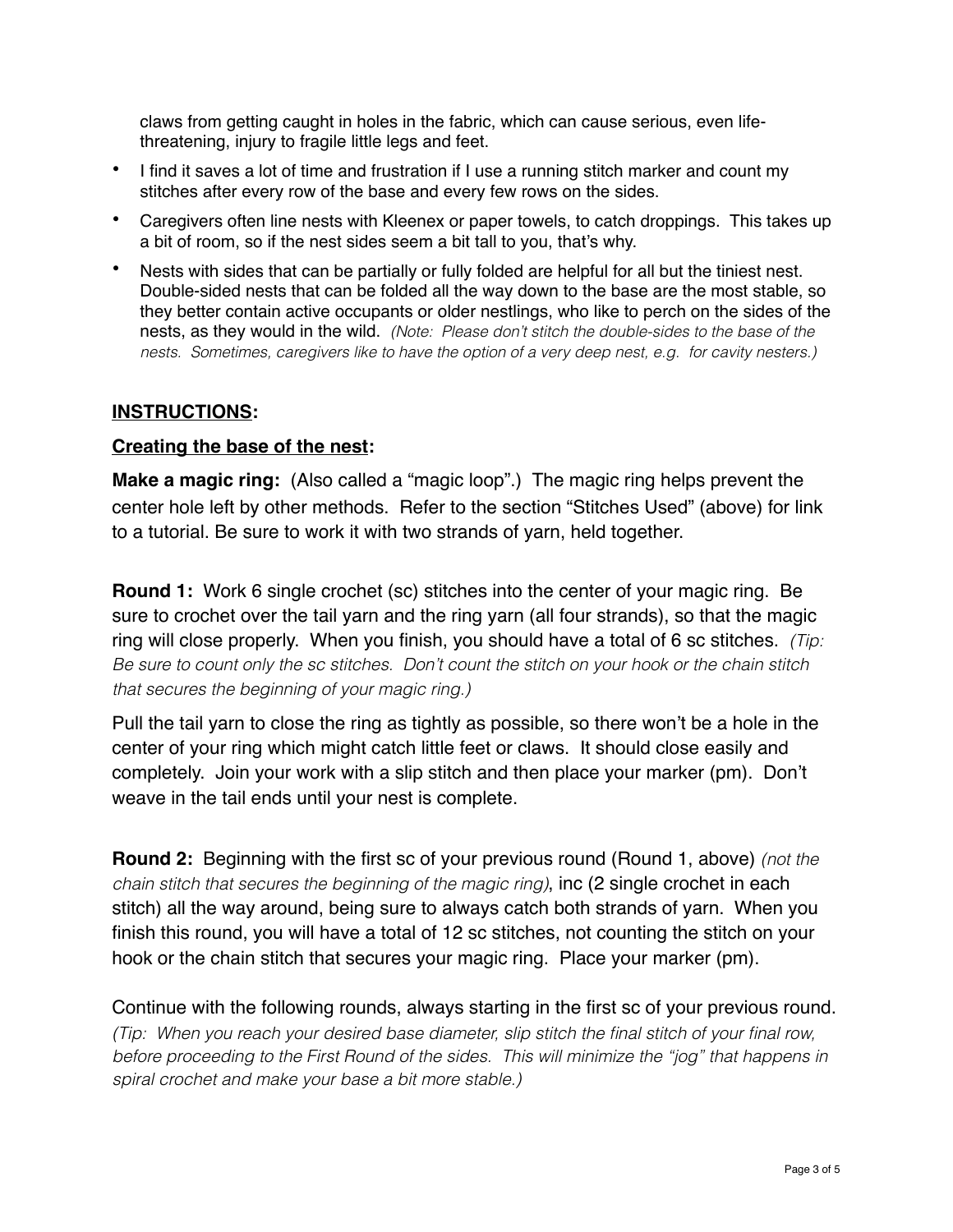claws from getting caught in holes in the fabric, which can cause serious, even life-threatening, injury to fragile little legs and feet.

- I find it saves a lot of time and frustration if I use a running stitch marker and count my stitches after every row of the base and every few rows on the sides.
- Caregivers often line nests with Kleenex or paper towels, to catch droppings. This takes up a bit of room, so if the nest sides seem a bit tall to you, that's why.
- Nests with sides that can be partially or fully folded are helpful for all but the tiniest nest. Double-sided nests that can be folded all the way down to the base are the most stable, so they better contain active occupants or older nestlings, who like to perch on the sides of the nests, as they would in the wild. *(Note: Please don't stitch the double-sides to the base of the nests. Sometimes, caregivers like to have the option of a very deep nest, e.g. for cavity nesters.)*

## INSTRUCTIONS:

### Creating the base of the nest:

**Make a magic ring:** (Also called a "magic loop".) The magic ring helps prevent the center hole left by other methods. Refer to the section "Stitches Used" (above) for link to a tutorial. Be sure to work it with two strands of yarn, held together.

**Round 1:** Work 6 single crochet (sc) stitches into the center of your magic ring. Be sure to crochet over the tail yarn and the ring yarn (all four strands), so that the magic ring will close properly. When you finish, you should have a total of 6 sc stitches. *(Tip: Be sure to count only the sc stitches. Don't count the stitch on your hook or the chain stitch that secures the beginning of your magic ring.)*

Pull the tail yarn to close the ring as tightly as possible, so there won't be a hole in the center of your ring which might catch little feet or claws. It should close easily and completely. Join your work with a slip stitch and then place your marker (pm). Don't weave in the tail ends until your nest is complete.

**Round 2:** Beginning with the first sc of your previous round (Round 1, above) *(not the chain stitch that secures the beginning of the magic ring)*, inc (2 single crochet in each stitch) all the way around, being sure to always catch both strands of yarn. When you finish this round, you will have a total of 12 sc stitches, not counting the stitch on your hook or the chain stitch that secures your magic ring. Place your marker (pm).

Continue with the following rounds, always starting in the first sc of your previous round. *(Tip: When you reach your desired base diameter, slip stitch the final stitch of your final row, before proceeding to the First Round of the sides. This will minimize the "jog" that happens in spiral crochet and make your base a bit more stable.)*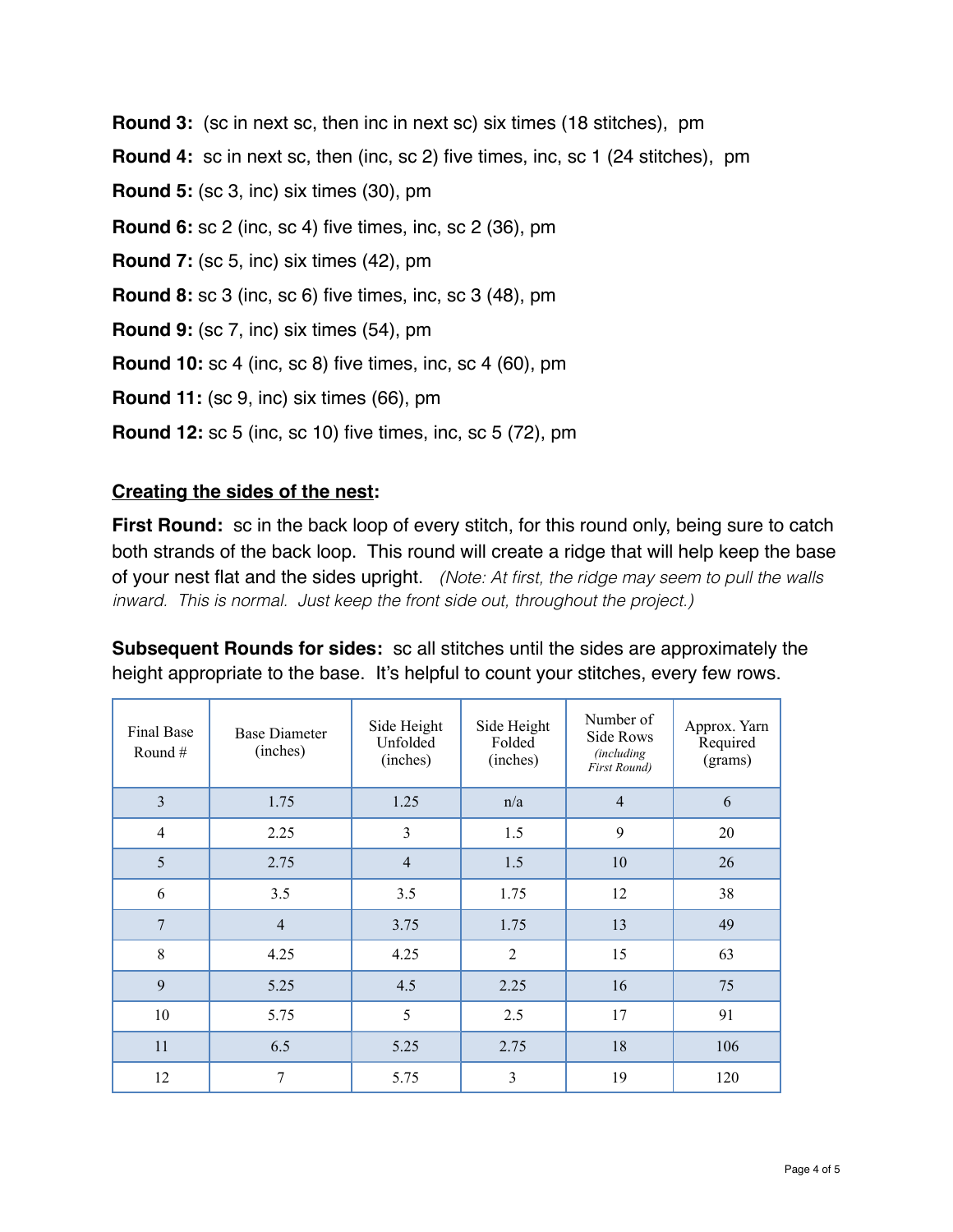**Round 3:** (sc in next sc, then inc in next sc) six times (18 stitches), pm

**Round 4:** sc in next sc, then (inc, sc 2) five times, inc, sc 1 (24 stitches), pm

**Round 5:** (sc 3, inc) six times (30), pm

**Round 6:** sc 2 (inc, sc 4) five times, inc, sc 2 (36), pm

**Round 7:** (sc 5, inc) six times (42), pm

**Round 8:** sc 3 (inc, sc 6) five times, inc, sc 3 (48), pm

**Round 9:** (sc 7, inc) six times (54), pm

**Round 10:** sc 4 (inc, sc 8) five times, inc, sc 4 (60), pm

**Round 11:** (sc 9, inc) six times (66), pm

**Round 12:** sc 5 (inc, sc 10) five times, inc, sc 5 (72), pm

**Creating the sides of the nest:**

**First Round:** sc in the back loop of every stitch, for this round only, being sure to catch both strands of the back loop. This round will create a ridge that will help keep the base of your nest flat and the sides upright. *(Note: At first, the ridge may seem to pull the walls inward. This is normal. Just keep the front side out, throughout the project.)*

**Subsequent Rounds for sides:** sc all stitches until the sides are approximately the height appropriate to the base. It's helpful to count your stitches, every few rows.

| Final Base Round # | Base Diameter (inches) | Side Height Unfolded (inches) | Side Height Folded (inches) | Number of Side Rows *(including First Round)* | Approx. Yarn Required (grams) |
|---|---|---|---|---|---|
| 3 | 1.75 | 1.25 | n/a | 4 | 6 |
| 4 | 2.25 | 3 | 1.5 | 9 | 20 |
| 5 | 2.75 | 4 | 1.5 | 10 | 26 |
| 6 | 3.5 | 3.5 | 1.75 | 12 | 38 |
| 7 | 4 | 3.75 | 1.75 | 13 | 49 |
| 8 | 4.25 | 4.25 | 2 | 15 | 63 |
| 9 | 5.25 | 4.5 | 2.25 | 16 | 75 |
| 10 | 5.75 | 5 | 2.5 | 17 | 91 |
| 11 | 6.5 | 5.25 | 2.75 | 18 | 106 |
| 12 | 7 | 5.75 | 3 | 19 | 120 |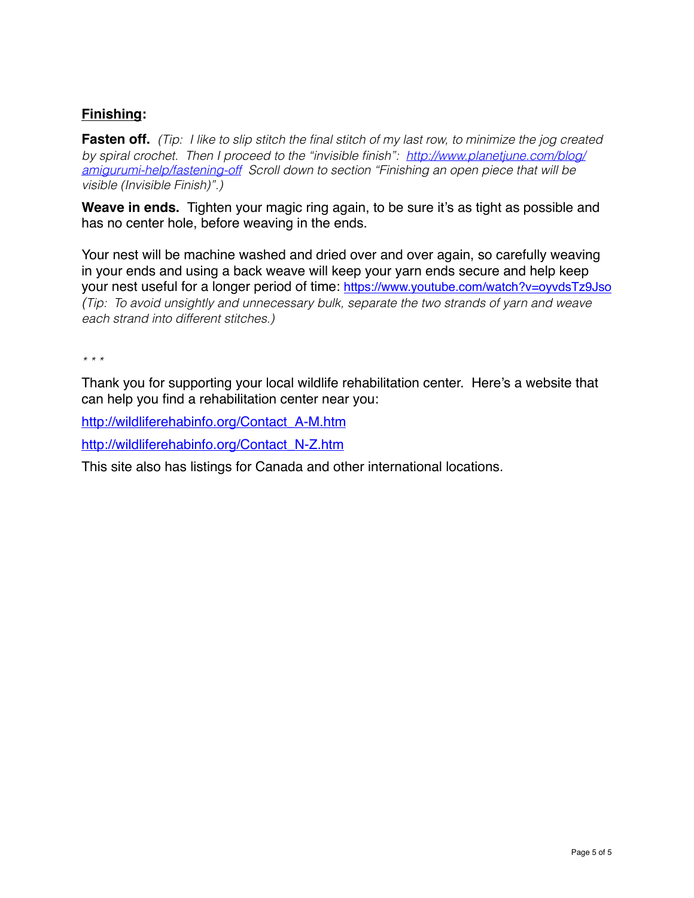**<u>Finishing</u>:**

**Fasten off.** *(Tip: I like to slip stitch the final stitch of my last row, to minimize the jog created by spiral crochet. Then I proceed to the "invisible finish": [http://www.planetjune.com/blog/amigurumi-help/fastening-off](http://www.planetjune.com/blog/amigurumi-help/fastening-off) Scroll down to section "Finishing an open piece that will be visible (Invisible Finish)".)*

**Weave in ends.** Tighten your magic ring again, to be sure it's as tight as possible and has no center hole, before weaving in the ends.

Your nest will be machine washed and dried over and over again, so carefully weaving in your ends and using a back weave will keep your yarn ends secure and help keep your nest useful for a longer period of time: [https://www.youtube.com/watch?v=oyvdsTz9Jso](https://www.youtube.com/watch?v=oyvdsTz9Jso) *(Tip: To avoid unsightly and unnecessary bulk, separate the two strands of yarn and weave each strand into different stitches.)*

*\* \* \**

Thank you for supporting your local wildlife rehabilitation center. Here's a website that can help you find a rehabilitation center near you:

[http://wildliferehabinfo.org/Contact_A-M.htm](http://wildliferehabinfo.org/Contact_A-M.htm)

[http://wildliferehabinfo.org/Contact_N-Z.htm](http://wildliferehabinfo.org/Contact_N-Z.htm)

This site also has listings for Canada and other international locations.